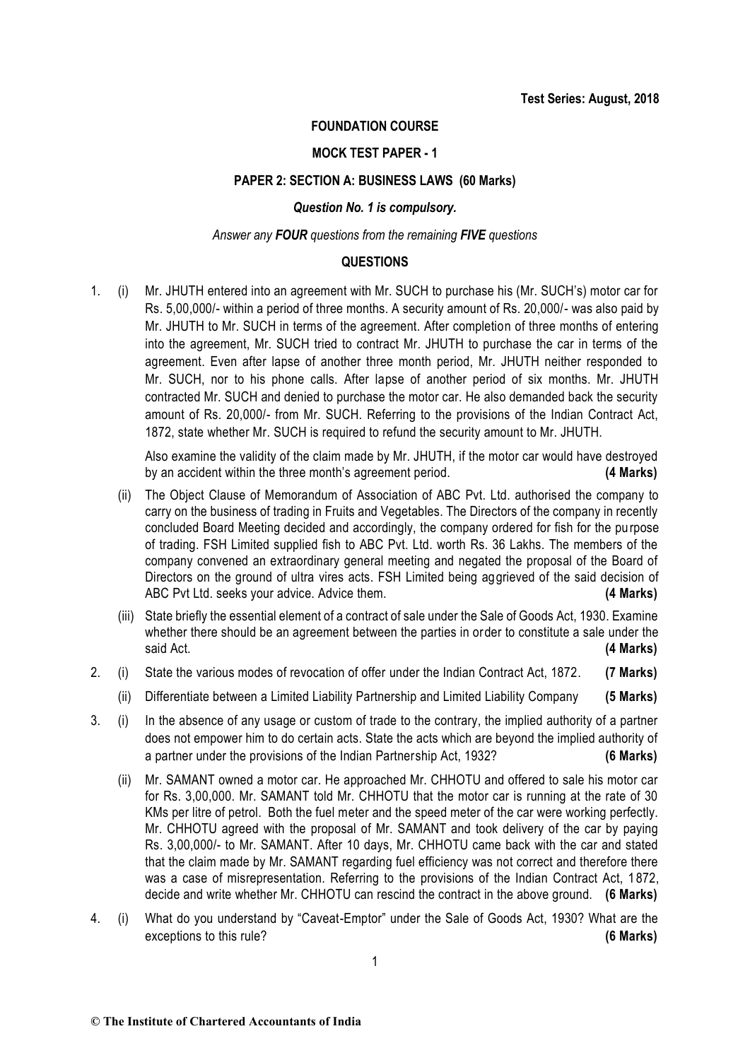**Test Series: August, 2018**

# FOUNDATION COURSE

## MOCK TEST PAPER - 1

## PAPER 2: SECTION A: BUSINESS LAWS (60 Marks)

***Question No. 1 is compulsory.***

*Answer any **FOUR** questions from the remaining **FIVE** questions*

## QUESTIONS

1. (i) Mr. JHUTH entered into an agreement with Mr. SUCH to purchase his (Mr. SUCH's) motor car for Rs. 5,00,000/- within a period of three months. A security amount of Rs. 20,000/- was also paid by Mr. JHUTH to Mr. SUCH in terms of the agreement. After completion of three months of entering into the agreement, Mr. SUCH tried to contract Mr. JHUTH to purchase the car in terms of the agreement. Even after lapse of another three month period, Mr. JHUTH neither responded to Mr. SUCH, nor to his phone calls. After lapse of another period of six months. Mr. JHUTH contracted Mr. SUCH and denied to purchase the motor car. He also demanded back the security amount of Rs. 20,000/- from Mr. SUCH. Referring to the provisions of the Indian Contract Act, 1872, state whether Mr. SUCH is required to refund the security amount to Mr. JHUTH.

   Also examine the validity of the claim made by Mr. JHUTH, if the motor car would have destroyed by an accident within the three month's agreement period. **(4 Marks)**

   (ii) The Object Clause of Memorandum of Association of ABC Pvt. Ltd. authorised the company to carry on the business of trading in Fruits and Vegetables. The Directors of the company in recently concluded Board Meeting decided and accordingly, the company ordered for fish for the purpose of trading. FSH Limited supplied fish to ABC Pvt. Ltd. worth Rs. 36 Lakhs. The members of the company convened an extraordinary general meeting and negated the proposal of the Board of Directors on the ground of ultra vires acts. FSH Limited being aggrieved of the said decision of ABC Pvt Ltd. seeks your advice. Advice them. **(4 Marks)**

   (iii) State briefly the essential element of a contract of sale under the Sale of Goods Act, 1930. Examine whether there should be an agreement between the parties in order to constitute a sale under the said Act. **(4 Marks)**

2. (i) State the various modes of revocation of offer under the Indian Contract Act, 1872. **(7 Marks)**

   (ii) Differentiate between a Limited Liability Partnership and Limited Liability Company **(5 Marks)**

3. (i) In the absence of any usage or custom of trade to the contrary, the implied authority of a partner does not empower him to do certain acts. State the acts which are beyond the implied authority of a partner under the provisions of the Indian Partnership Act, 1932? **(6 Marks)**

   (ii) Mr. SAMANT owned a motor car. He approached Mr. CHHOTU and offered to sale his motor car for Rs. 3,00,000. Mr. SAMANT told Mr. CHHOTU that the motor car is running at the rate of 30 KMs per litre of petrol. Both the fuel meter and the speed meter of the car were working perfectly. Mr. CHHOTU agreed with the proposal of Mr. SAMANT and took delivery of the car by paying Rs. 3,00,000/- to Mr. SAMANT. After 10 days, Mr. CHHOTU came back with the car and stated that the claim made by Mr. SAMANT regarding fuel efficiency was not correct and therefore there was a case of misrepresentation. Referring to the provisions of the Indian Contract Act, 1872, decide and write whether Mr. CHHOTU can rescind the contract in the above ground. **(6 Marks)**

4. (i) What do you understand by "Caveat-Emptor" under the Sale of Goods Act, 1930? What are the exceptions to this rule? **(6 Marks)**

**© The Institute of Chartered Accountants of India**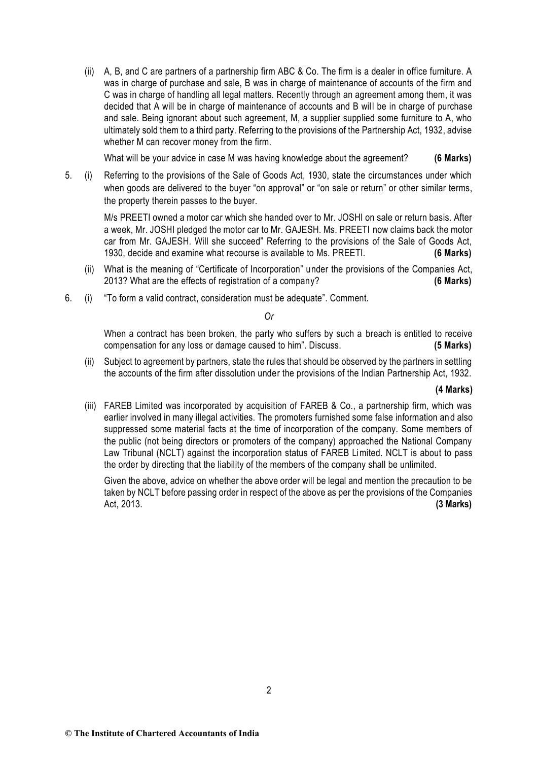(ii) A, B, and C are partners of a partnership firm ABC & Co. The firm is a dealer in office furniture. A was in charge of purchase and sale, B was in charge of maintenance of accounts of the firm and C was in charge of handling all legal matters. Recently through an agreement among them, it was decided that A will be in charge of maintenance of accounts and B will be in charge of purchase and sale. Being ignorant about such agreement, M, a supplier supplied some furniture to A, who ultimately sold them to a third party. Referring to the provisions of the Partnership Act, 1932, advise whether M can recover money from the firm.

What will be your advice in case M was having knowledge about the agreement? **(6 Marks)**

5. (i) Referring to the provisions of the Sale of Goods Act, 1930, state the circumstances under which when goods are delivered to the buyer "on approval" or "on sale or return" or other similar terms, the property therein passes to the buyer.

M/s PREETI owned a motor car which she handed over to Mr. JOSHI on sale or return basis. After a week, Mr. JOSHI pledged the motor car to Mr. GAJESH. Ms. PREETI now claims back the motor car from Mr. GAJESH. Will she succeed" Referring to the provisions of the Sale of Goods Act, 1930, decide and examine what recourse is available to Ms. PREETI. **(6 Marks)**

(ii) What is the meaning of "Certificate of Incorporation" under the provisions of the Companies Act, 2013? What are the effects of registration of a company? **(6 Marks)**

6. (i) "To form a valid contract, consideration must be adequate". Comment.

*Or*

When a contract has been broken, the party who suffers by such a breach is entitled to receive compensation for any loss or damage caused to him". Discuss. **(5 Marks)**

(ii) Subject to agreement by partners, state the rules that should be observed by the partners in settling the accounts of the firm after dissolution under the provisions of the Indian Partnership Act, 1932.

**(4 Marks)**

(iii) FAREB Limited was incorporated by acquisition of FAREB & Co., a partnership firm, which was earlier involved in many illegal activities. The promoters furnished some false information and also suppressed some material facts at the time of incorporation of the company. Some members of the public (not being directors or promoters of the company) approached the National Company Law Tribunal (NCLT) against the incorporation status of FAREB Limited. NCLT is about to pass the order by directing that the liability of the members of the company shall be unlimited.

Given the above, advice on whether the above order will be legal and mention the precaution to be taken by NCLT before passing order in respect of the above as per the provisions of the Companies Act, 2013. **(3 Marks)**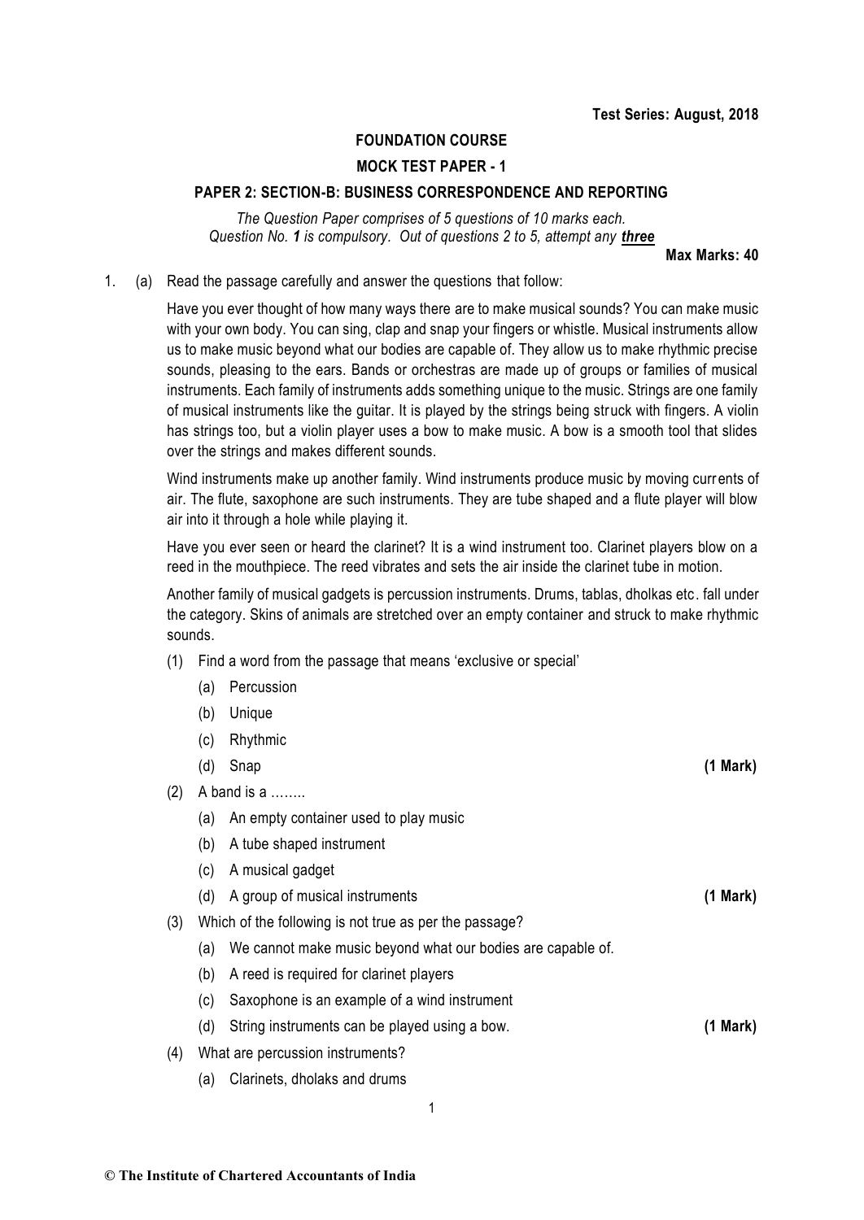**Test Series: August, 2018**

**FOUNDATION COURSE**

**MOCK TEST PAPER - 1**

**PAPER 2: SECTION-B: BUSINESS CORRESPONDENCE AND REPORTING**

*The Question Paper comprises of 5 questions of 10 marks each.*
*Question No. **1** is compulsory. Out of questions 2 to 5, attempt any **three***

**Max Marks: 40**

1. (a) Read the passage carefully and answer the questions that follow:

Have you ever thought of how many ways there are to make musical sounds? You can make music with your own body. You can sing, clap and snap your fingers or whistle. Musical instruments allow us to make music beyond what our bodies are capable of. They allow us to make rhythmic precise sounds, pleasing to the ears. Bands or orchestras are made up of groups or families of musical instruments. Each family of instruments adds something unique to the music. Strings are one family of musical instruments like the guitar. It is played by the strings being struck with fingers. A violin has strings too, but a violin player uses a bow to make music. A bow is a smooth tool that slides over the strings and makes different sounds.

Wind instruments make up another family. Wind instruments produce music by moving currents of air. The flute, saxophone are such instruments. They are tube shaped and a flute player will blow air into it through a hole while playing it.

Have you ever seen or heard the clarinet? It is a wind instrument too. Clarinet players blow on a reed in the mouthpiece. The reed vibrates and sets the air inside the clarinet tube in motion.

Another family of musical gadgets is percussion instruments. Drums, tablas, dholkas etc. fall under the category. Skins of animals are stretched over an empty container and struck to make rhythmic sounds.

(1) Find a word from the passage that means 'exclusive or special'

  (a) Percussion
  (b) Unique
  (c) Rhythmic
  (d) Snap **(1 Mark)**

(2) A band is a ……..

  (a) An empty container used to play music
  (b) A tube shaped instrument
  (c) A musical gadget
  (d) A group of musical instruments **(1 Mark)**

(3) Which of the following is not true as per the passage?

  (a) We cannot make music beyond what our bodies are capable of.
  (b) A reed is required for clarinet players
  (c) Saxophone is an example of a wind instrument
  (d) String instruments can be played using a bow. **(1 Mark)**

(4) What are percussion instruments?

  (a) Clarinets, dholaks and drums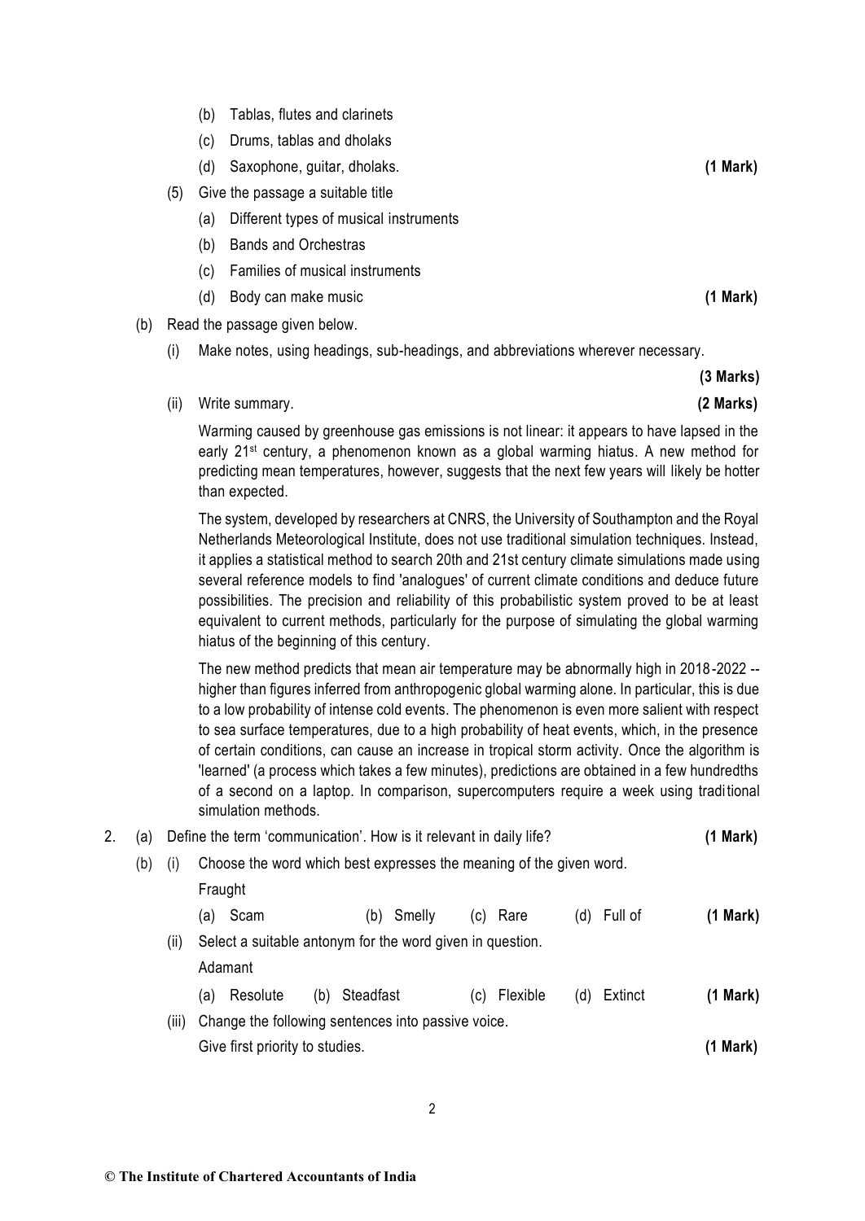(b) Tablas, flutes and clarinets

(c) Drums, tablas and dholaks

(d) Saxophone, guitar, dholaks. **(1 Mark)**

(5) Give the passage a suitable title

(a) Different types of musical instruments

(b) Bands and Orchestras

(c) Families of musical instruments

(d) Body can make music **(1 Mark)**

(b) Read the passage given below.

(i) Make notes, using headings, sub-headings, and abbreviations wherever necessary. **(3 Marks)**

(ii) Write summary. **(2 Marks)**

Warming caused by greenhouse gas emissions is not linear: it appears to have lapsed in the early 21st century, a phenomenon known as a global warming hiatus. A new method for predicting mean temperatures, however, suggests that the next few years will likely be hotter than expected.

The system, developed by researchers at CNRS, the University of Southampton and the Royal Netherlands Meteorological Institute, does not use traditional simulation techniques. Instead, it applies a statistical method to search 20th and 21st century climate simulations made using several reference models to find 'analogues' of current climate conditions and deduce future possibilities. The precision and reliability of this probabilistic system proved to be at least equivalent to current methods, particularly for the purpose of simulating the global warming hiatus of the beginning of this century.

The new method predicts that mean air temperature may be abnormally high in 2018-2022 -- higher than figures inferred from anthropogenic global warming alone. In particular, this is due to a low probability of intense cold events. The phenomenon is even more salient with respect to sea surface temperatures, due to a high probability of heat events, which, in the presence of certain conditions, can cause an increase in tropical storm activity. Once the algorithm is 'learned' (a process which takes a few minutes), predictions are obtained in a few hundredths of a second on a laptop. In comparison, supercomputers require a week using traditional simulation methods.

2. (a) Define the term 'communication'. How is it relevant in daily life? **(1 Mark)**

(b) (i) Choose the word which best expresses the meaning of the given word.

Fraught

(a) Scam (b) Smelly (c) Rare (d) Full of **(1 Mark)**

(ii) Select a suitable antonym for the word given in question.

Adamant

(a) Resolute (b) Steadfast (c) Flexible (d) Extinct **(1 Mark)**

(iii) Change the following sentences into passive voice.

Give first priority to studies. **(1 Mark)**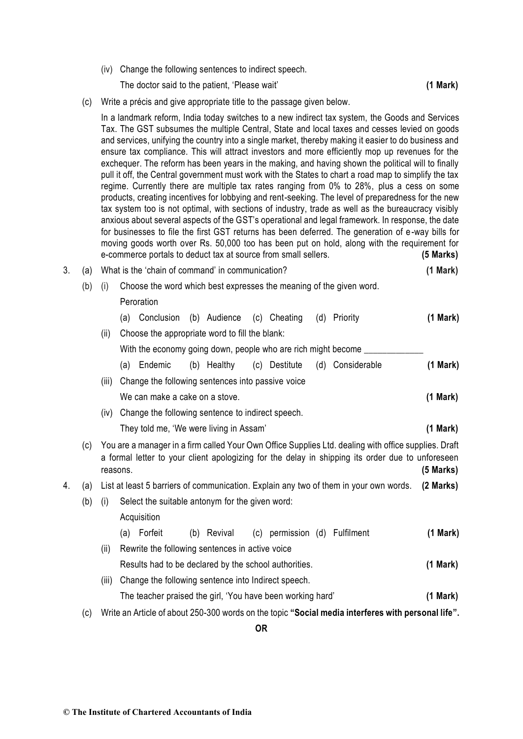(iv) Change the following sentences to indirect speech.

The doctor said to the patient, 'Please wait' **(1 Mark)**

(c) Write a précis and give appropriate title to the passage given below.

In a landmark reform, India today switches to a new indirect tax system, the Goods and Services Tax. The GST subsumes the multiple Central, State and local taxes and cesses levied on goods and services, unifying the country into a single market, thereby making it easier to do business and ensure tax compliance. This will attract investors and more efficiently mop up revenues for the exchequer. The reform has been years in the making, and having shown the political will to finally pull it off, the Central government must work with the States to chart a road map to simplify the tax regime. Currently there are multiple tax rates ranging from 0% to 28%, plus a cess on some products, creating incentives for lobbying and rent-seeking. The level of preparedness for the new tax system too is not optimal, with sections of industry, trade as well as the bureaucracy visibly anxious about several aspects of the GST's operational and legal framework. In response, the date for businesses to file the first GST returns has been deferred. The generation of e-way bills for moving goods worth over Rs. 50,000 too has been put on hold, along with the requirement for e-commerce portals to deduct tax at source from small sellers. **(5 Marks)**

3. (a) What is the 'chain of command' in communication? **(1 Mark)**

(b) (i) Choose the word which best expresses the meaning of the given word.

Peroration

(a) Conclusion (b) Audience (c) Cheating (d) Priority **(1 Mark)**

(ii) Choose the appropriate word to fill the blank:

With the economy going down, people who are rich might become ____________

(a) Endemic (b) Healthy (c) Destitute (d) Considerable **(1 Mark)**

(iii) Change the following sentences into passive voice

We can make a cake on a stove. **(1 Mark)**

(iv) Change the following sentence to indirect speech.

They told me, 'We were living in Assam' **(1 Mark)**

(c) You are a manager in a firm called Your Own Office Supplies Ltd. dealing with office supplies. Draft a formal letter to your client apologizing for the delay in shipping its order due to unforeseen reasons. **(5 Marks)**

4. (a) List at least 5 barriers of communication. Explain any two of them in your own words. **(2 Marks)**

(b) (i) Select the suitable antonym for the given word:

Acquisition

(a) Forfeit (b) Revival (c) permission (d) Fulfilment **(1 Mark)**

(ii) Rewrite the following sentences in active voice

Results had to be declared by the school authorities. **(1 Mark)**

(iii) Change the following sentence into Indirect speech.

The teacher praised the girl, 'You have been working hard' **(1 Mark)**

(c) Write an Article of about 250-300 words on the topic **"Social media interferes with personal life".**

**OR**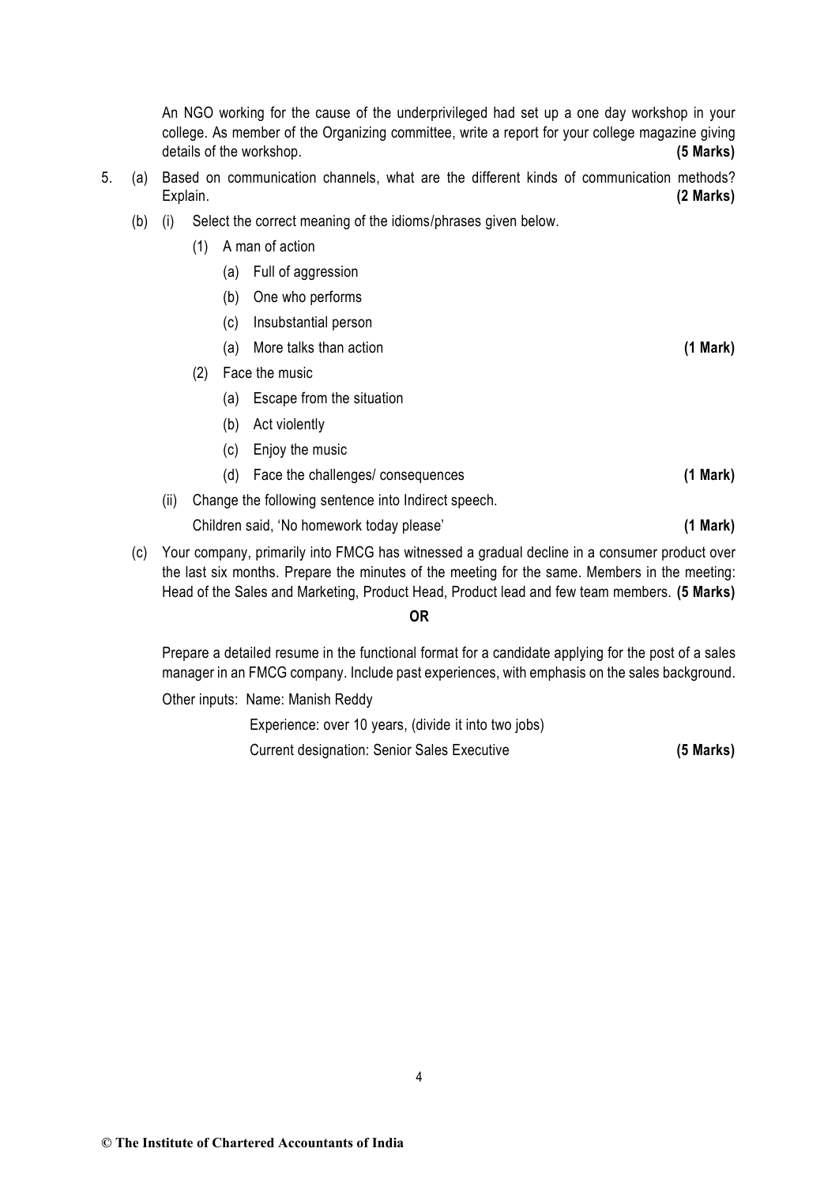An NGO working for the cause of the underprivileged had set up a one day workshop in your college. As member of the Organizing committee, write a report for your college magazine giving details of the workshop. **(5 Marks)**

5. (a) Based on communication channels, what are the different kinds of communication methods? Explain. **(2 Marks)**

   (b) (i) Select the correct meaning of the idioms/phrases given below.

   (1) A man of action

   (a) Full of aggression

   (b) One who performs

   (c) Insubstantial person

   (a) More talks than action **(1 Mark)**

   (2) Face the music

   (a) Escape from the situation

   (b) Act violently

   (c) Enjoy the music

   (d) Face the challenges/ consequences **(1 Mark)**

   (ii) Change the following sentence into Indirect speech.

   Children said, 'No homework today please' **(1 Mark)**

   (c) Your company, primarily into FMCG has witnessed a gradual decline in a consumer product over the last six months. Prepare the minutes of the meeting for the same. Members in the meeting: Head of the Sales and Marketing, Product Head, Product lead and few team members. **(5 Marks)**

**OR**

Prepare a detailed resume in the functional format for a candidate applying for the post of a sales manager in an FMCG company. Include past experiences, with emphasis on the sales background.

Other inputs: Name: Manish Reddy

Experience: over 10 years, (divide it into two jobs)

Current designation: Senior Sales Executive **(5 Marks)**